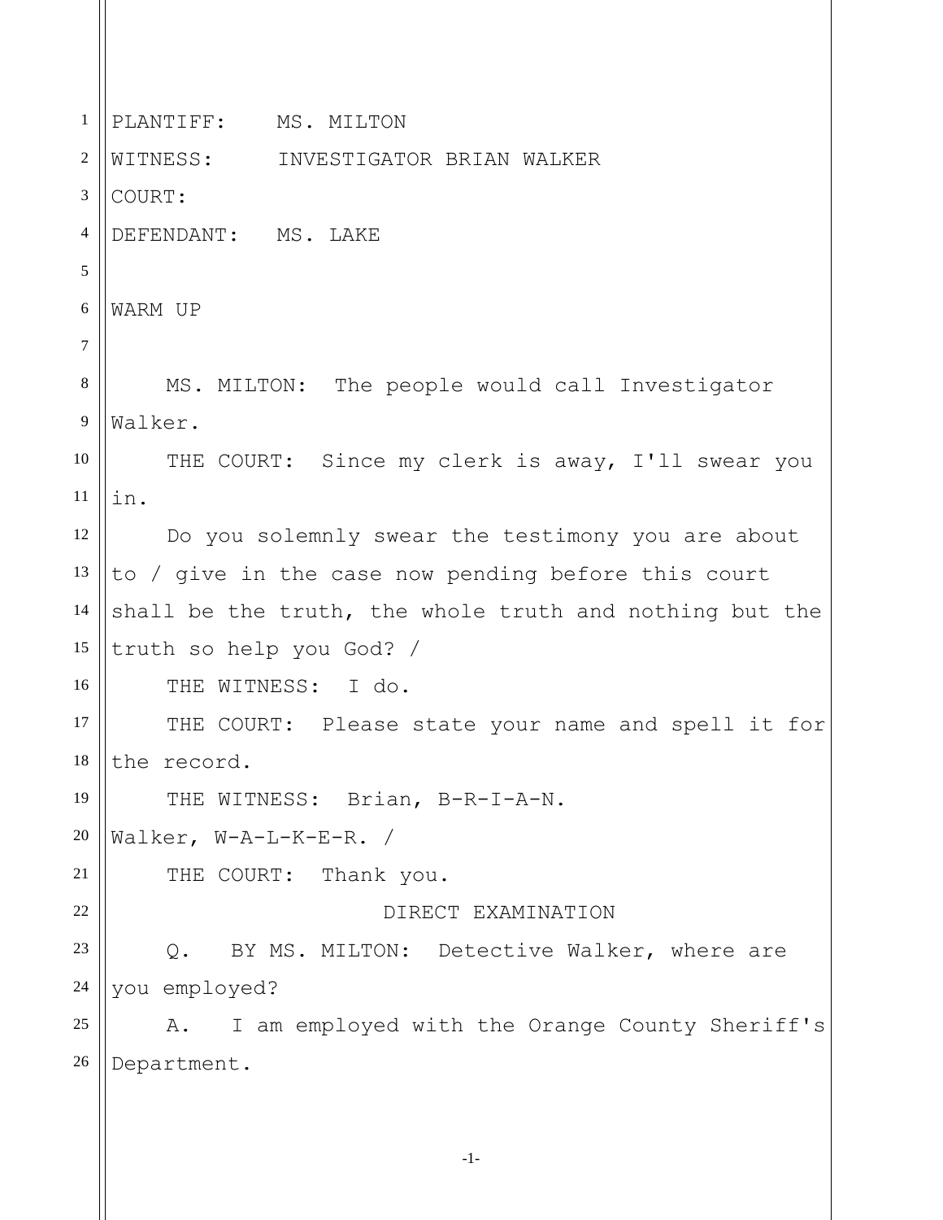PLANTIFF: MS. MILTON

WITNESS: INVESTIGATOR BRIAN WALKER

COURT:

DEFENDANT: MS. LAKE

WARM UP

MS. MILTON: The people would call Investigator Walker.

THE COURT: Since my clerk is away, I'll swear you in.

Do you solemnly swear the testimony you are about to / give in the case now pending before this court shall be the truth, the whole truth and nothing but the truth so help you God? /

THE WITNESS: I do.

THE COURT: Please state your name and spell it for the record.

THE WITNESS: Brian, B-R-I-A-N. Walker, W-A-L-K-E-R. /

THE COURT: Thank you.

DIRECT EXAMINATION

Q. BY MS. MILTON: Detective Walker, where are you employed?

A. I am employed with the Orange County Sheriff's Department.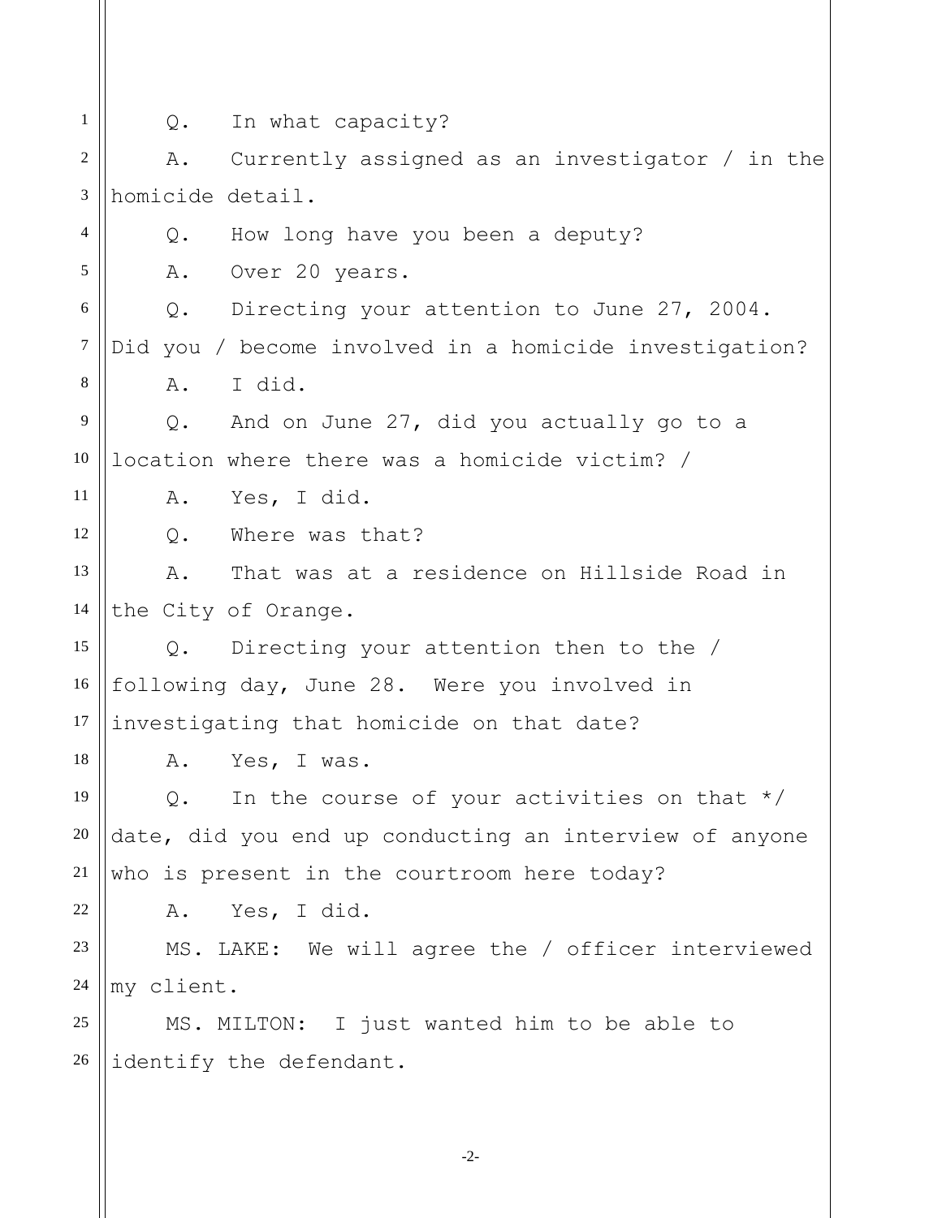Q. In what capacity?

A. Currently assigned as an investigator / in the homicide detail.

Q. How long have you been a deputy?

A. Over 20 years.

Q. Directing your attention to June 27, 2004. Did you / become involved in a homicide investigation?

A. I did.

Q. And on June 27, did you actually go to a location where there was a homicide victim? /

A. Yes, I did.

Q. Where was that?

A. That was at a residence on Hillside Road in the City of Orange.

Q. Directing your attention then to the / following day, June 28. Were you involved in investigating that homicide on that date?

A. Yes, I was.

Q. In the course of your activities on that */ date, did you end up conducting an interview of anyone who is present in the courtroom here today?

A. Yes, I did.

MS. LAKE: We will agree the / officer interviewed my client.

MS. MILTON: I just wanted him to be able to identify the defendant.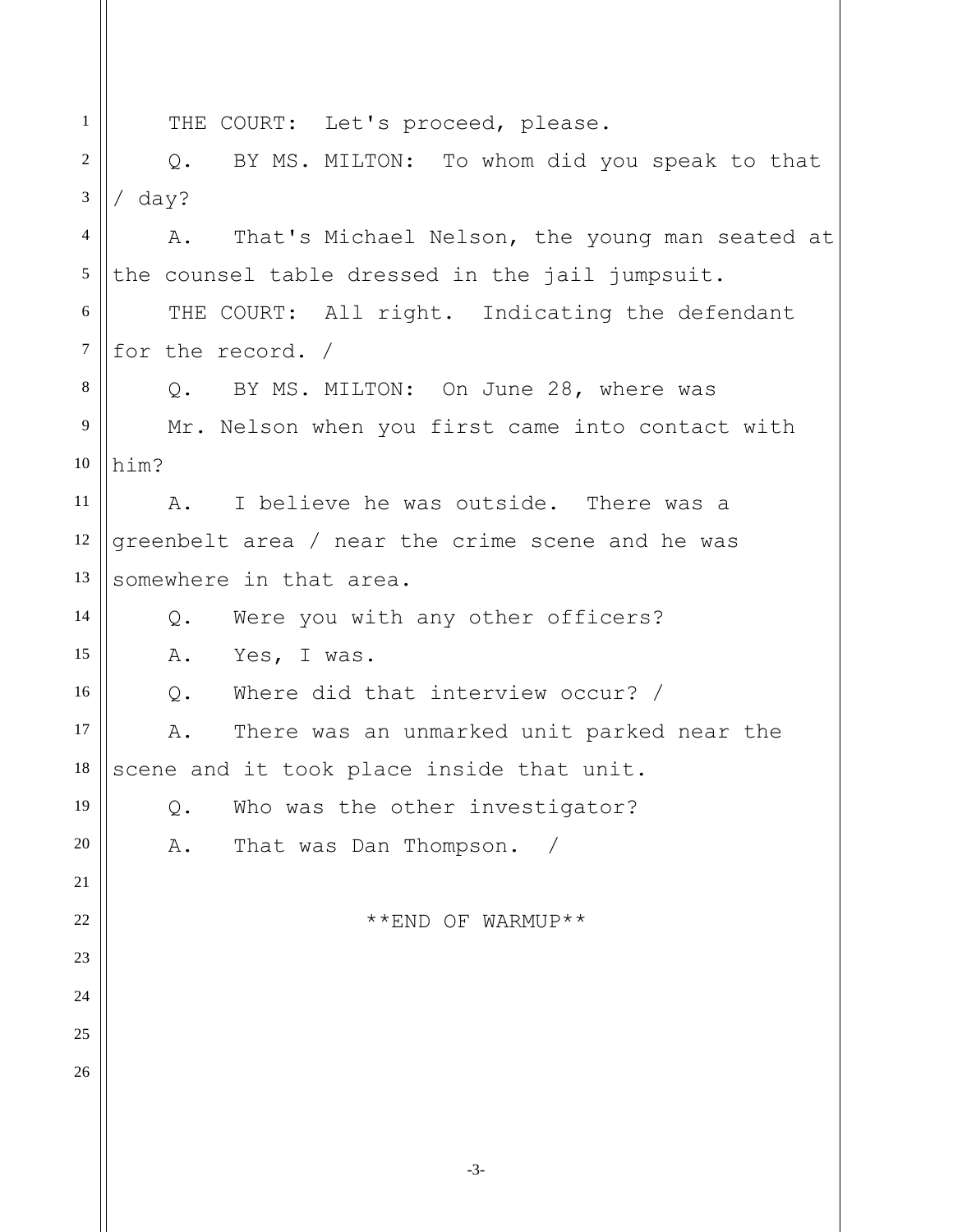THE COURT: Let's proceed, please.

Q. BY MS. MILTON: To whom did you speak to that / day?

A. That's Michael Nelson, the young man seated at the counsel table dressed in the jail jumpsuit.

THE COURT: All right. Indicating the defendant for the record. /

Q. BY MS. MILTON: On June 28, where was Mr. Nelson when you first came into contact with him?

A. I believe he was outside. There was a greenbelt area / near the crime scene and he was somewhere in that area.

Q. Were you with any other officers?

A. Yes, I was.

Q. Where did that interview occur? /

A. There was an unmarked unit parked near the scene and it took place inside that unit.

Q. Who was the other investigator?

A. That was Dan Thompson. /

**END OF WARMUP**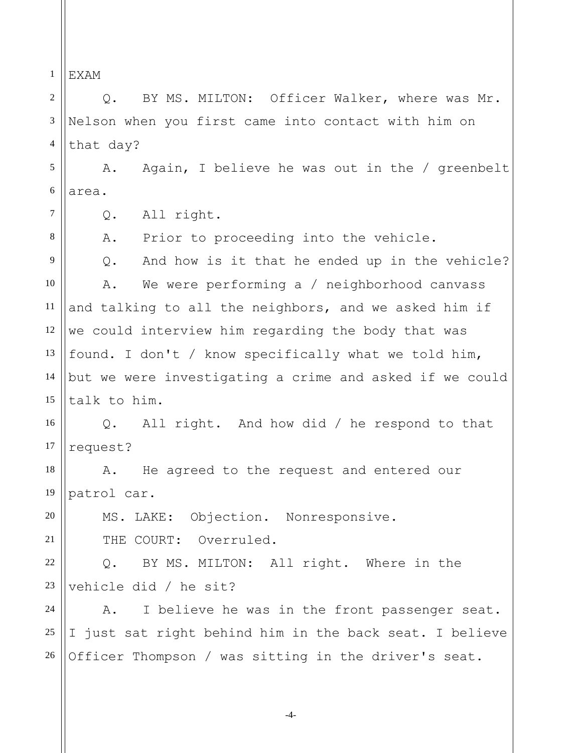EXAM

Q. BY MS. MILTON: Officer Walker, where was Mr. Nelson when you first came into contact with him on that day?

A. Again, I believe he was out in the / greenbelt area.

Q. All right.

A. Prior to proceeding into the vehicle.

Q. And how is it that he ended up in the vehicle?

A. We were performing a / neighborhood canvass and talking to all the neighbors, and we asked him if we could interview him regarding the body that was found. I don't / know specifically what we told him, but we were investigating a crime and asked if we could talk to him.

Q. All right. And how did / he respond to that request?

A. He agreed to the request and entered our patrol car.

MS. LAKE: Objection. Nonresponsive.

THE COURT: Overruled.

Q. BY MS. MILTON: All right. Where in the vehicle did / he sit?

A. I believe he was in the front passenger seat. I just sat right behind him in the back seat. I believe Officer Thompson / was sitting in the driver's seat.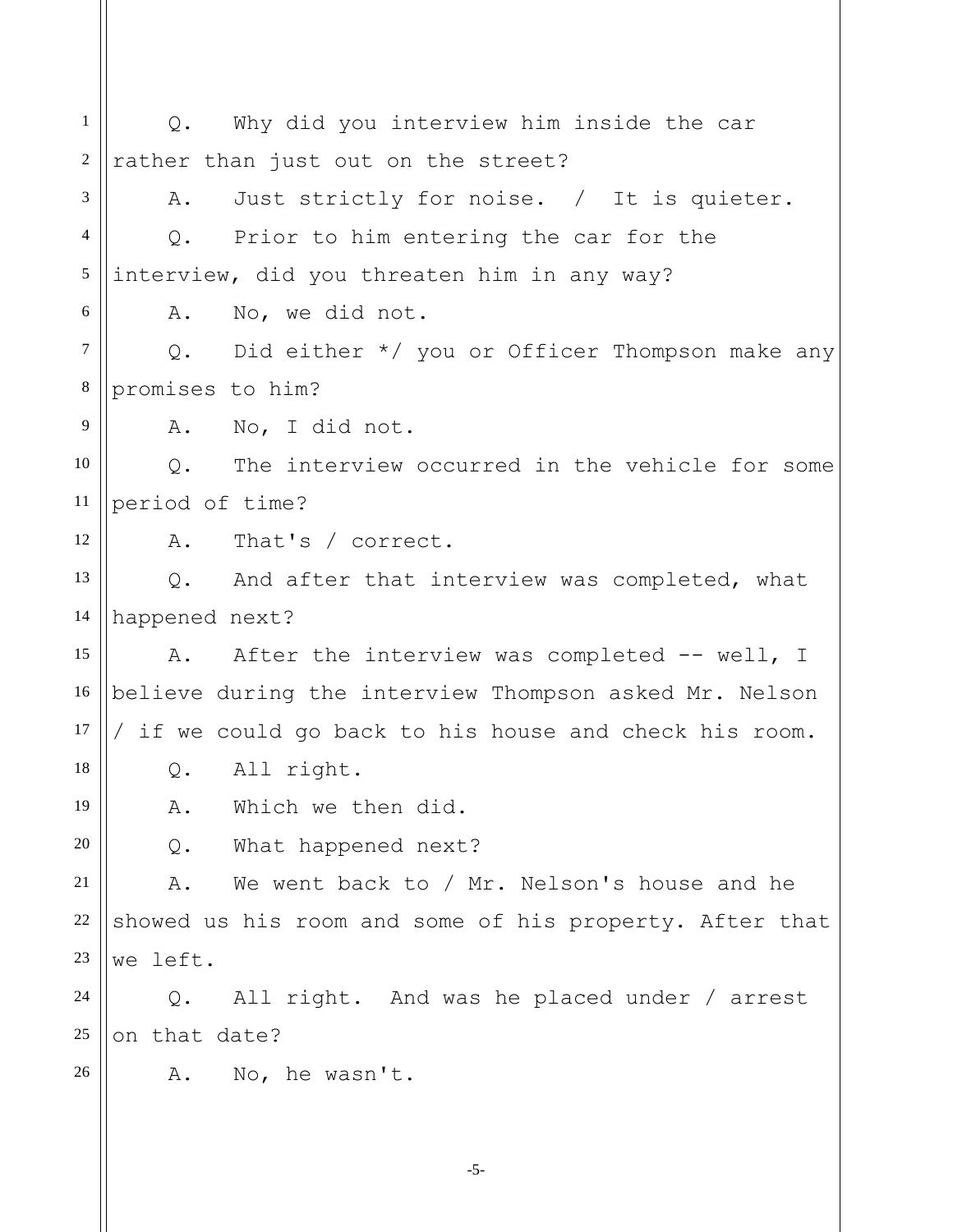Q. Why did you interview him inside the car rather than just out on the street?

A. Just strictly for noise. / It is quieter.

Q. Prior to him entering the car for the interview, did you threaten him in any way?

A. No, we did not.

Q. Did either */ you or Officer Thompson make any promises to him?

A. No, I did not.

Q. The interview occurred in the vehicle for some period of time?

A. That's / correct.

Q. And after that interview was completed, what happened next?

A. After the interview was completed -- well, I believe during the interview Thompson asked Mr. Nelson / if we could go back to his house and check his room.

Q. All right.

A. Which we then did.

Q. What happened next?

A. We went back to / Mr. Nelson's house and he showed us his room and some of his property. After that we left.

Q. All right. And was he placed under / arrest on that date?

A. No, he wasn't.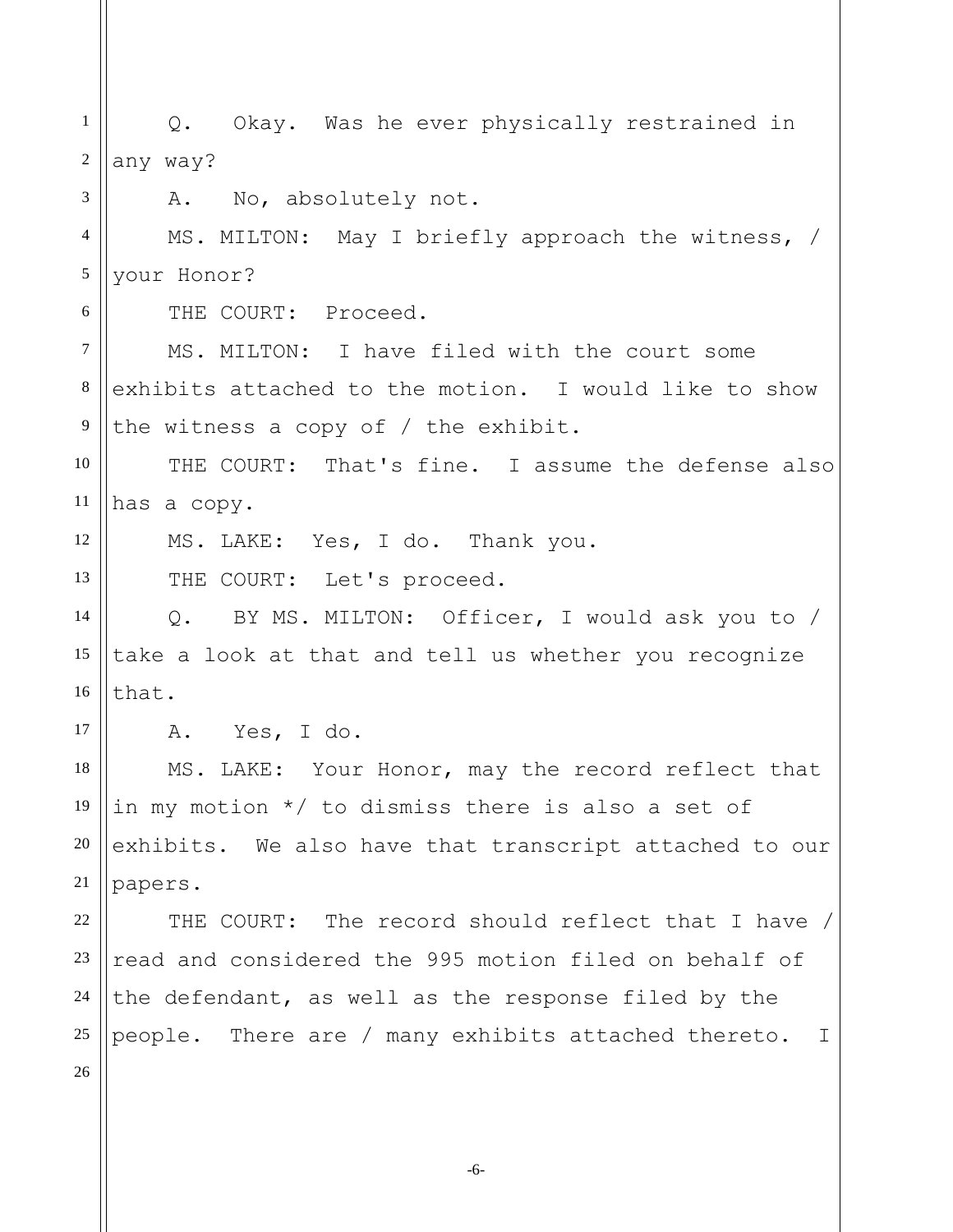Q. Okay. Was he ever physically restrained in any way?

A. No, absolutely not.

MS. MILTON: May I briefly approach the witness, / your Honor?

THE COURT: Proceed.

MS. MILTON: I have filed with the court some exhibits attached to the motion. I would like to show the witness a copy of / the exhibit.

THE COURT: That's fine. I assume the defense also has a copy.

MS. LAKE: Yes, I do. Thank you.

THE COURT: Let's proceed.

Q. BY MS. MILTON: Officer, I would ask you to / take a look at that and tell us whether you recognize that.

A. Yes, I do.

MS. LAKE: Your Honor, may the record reflect that in my motion */ to dismiss there is also a set of exhibits. We also have that transcript attached to our papers.

THE COURT: The record should reflect that I have / read and considered the 995 motion filed on behalf of the defendant, as well as the response filed by the people. There are / many exhibits attached thereto. I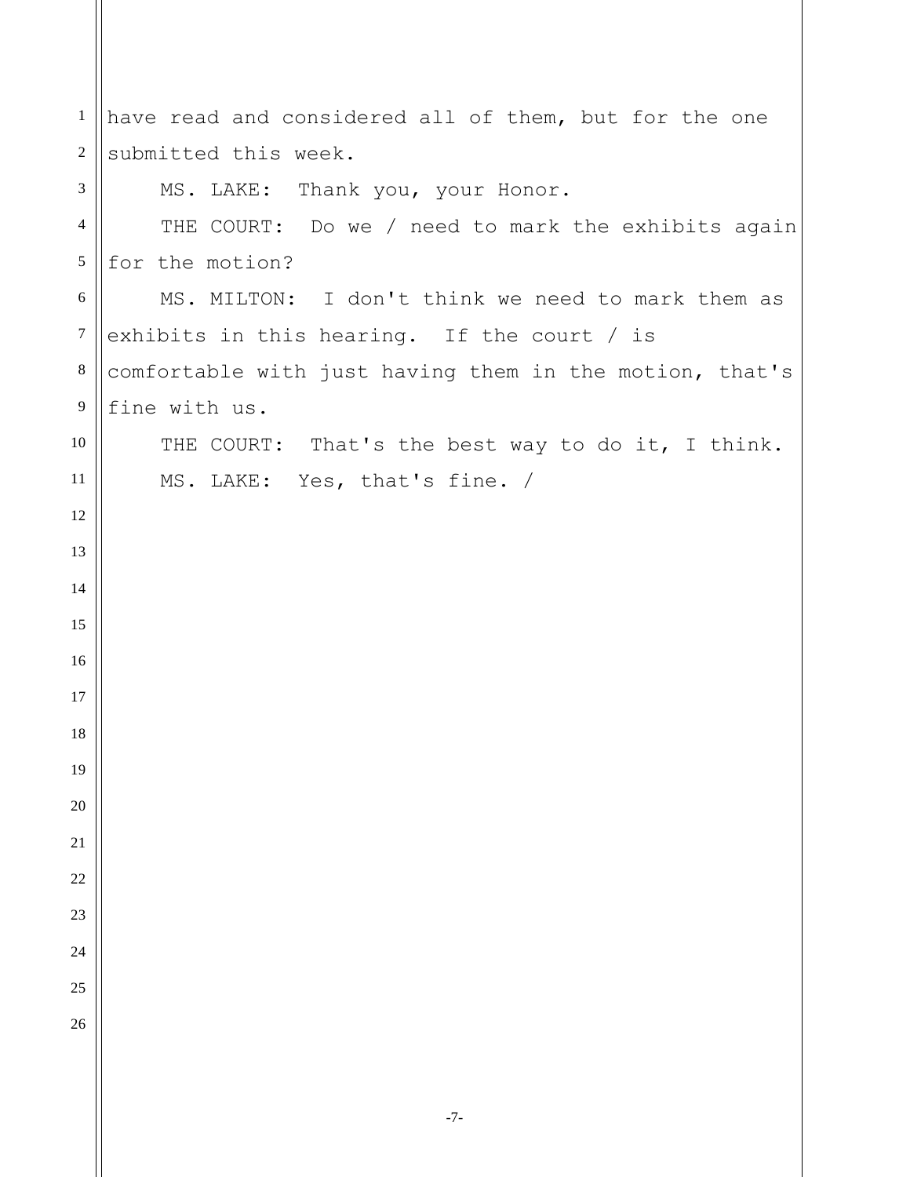have read and considered all of them, but for the one submitted this week.

MS. LAKE: Thank you, your Honor.

THE COURT: Do we / need to mark the exhibits again for the motion?

MS. MILTON: I don't think we need to mark them as exhibits in this hearing. If the court / is comfortable with just having them in the motion, that's fine with us.

THE COURT: That's the best way to do it, I think.

MS. LAKE: Yes, that's fine. /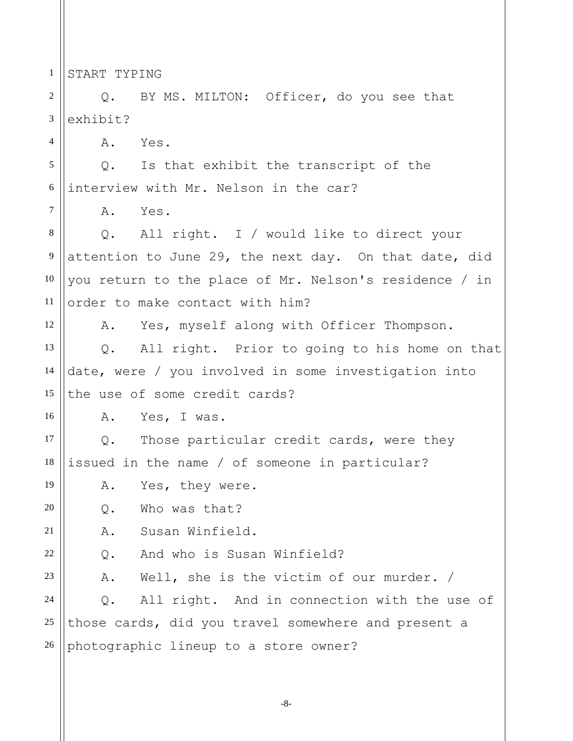START TYPING

Q. BY MS. MILTON: Officer, do you see that exhibit?

A. Yes.

Q. Is that exhibit the transcript of the interview with Mr. Nelson in the car?

A. Yes.

Q. All right. I / would like to direct your attention to June 29, the next day. On that date, did you return to the place of Mr. Nelson's residence / in order to make contact with him?

A. Yes, myself along with Officer Thompson.

Q. All right. Prior to going to his home on that date, were / you involved in some investigation into the use of some credit cards?

A. Yes, I was.

Q. Those particular credit cards, were they issued in the name / of someone in particular?

A. Yes, they were.

Q. Who was that?

A. Susan Winfield.

Q. And who is Susan Winfield?

A. Well, she is the victim of our murder. /

Q. All right. And in connection with the use of those cards, did you travel somewhere and present a photographic lineup to a store owner?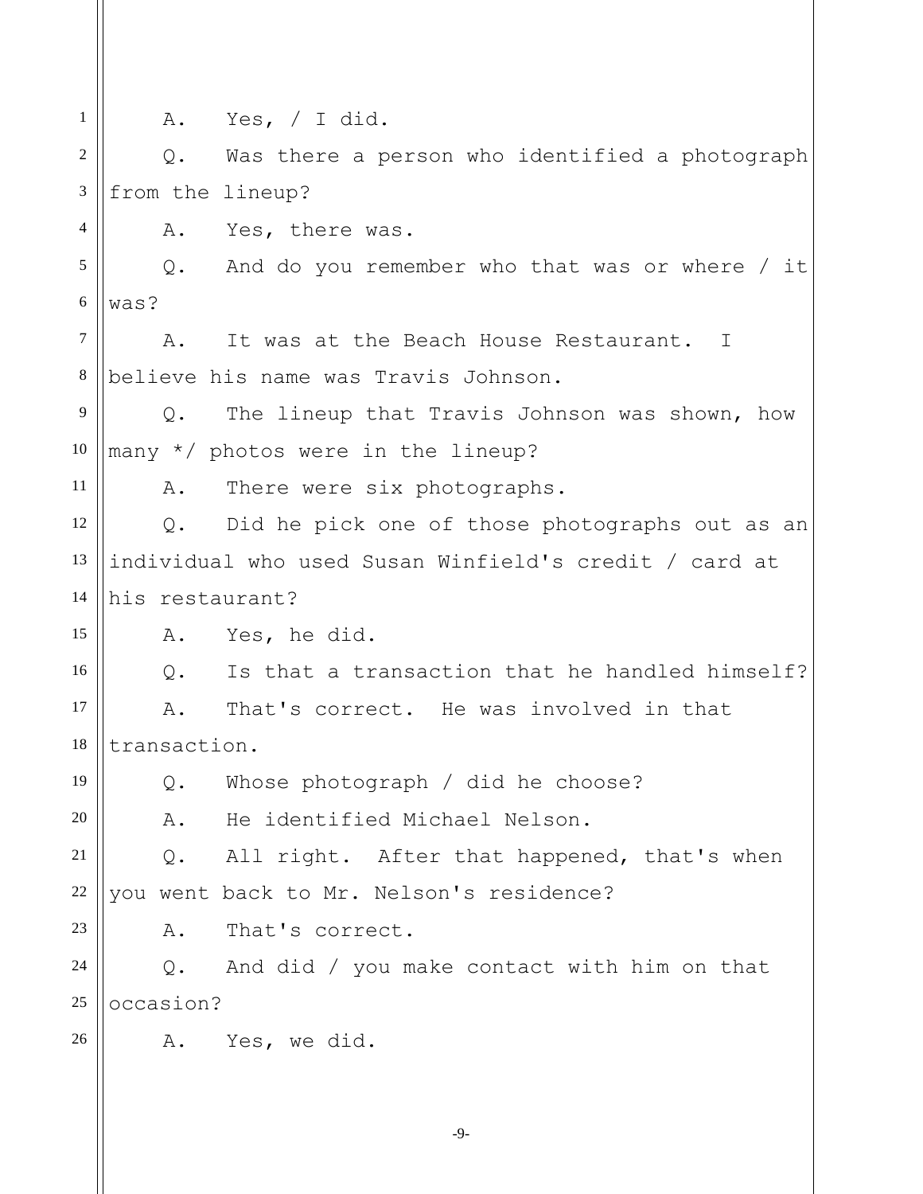A. Yes, / I did.

Q. Was there a person who identified a photograph from the lineup?

A. Yes, there was.

Q. And do you remember who that was or where / it was?

A. It was at the Beach House Restaurant. I believe his name was Travis Johnson.

Q. The lineup that Travis Johnson was shown, how many */ photos were in the lineup?

A. There were six photographs.

Q. Did he pick one of those photographs out as an individual who used Susan Winfield's credit / card at his restaurant?

A. Yes, he did.

Q. Is that a transaction that he handled himself?

A. That's correct. He was involved in that transaction.

Q. Whose photograph / did he choose?

A. He identified Michael Nelson.

Q. All right. After that happened, that's when you went back to Mr. Nelson's residence?

A. That's correct.

Q. And did / you make contact with him on that occasion?

A. Yes, we did.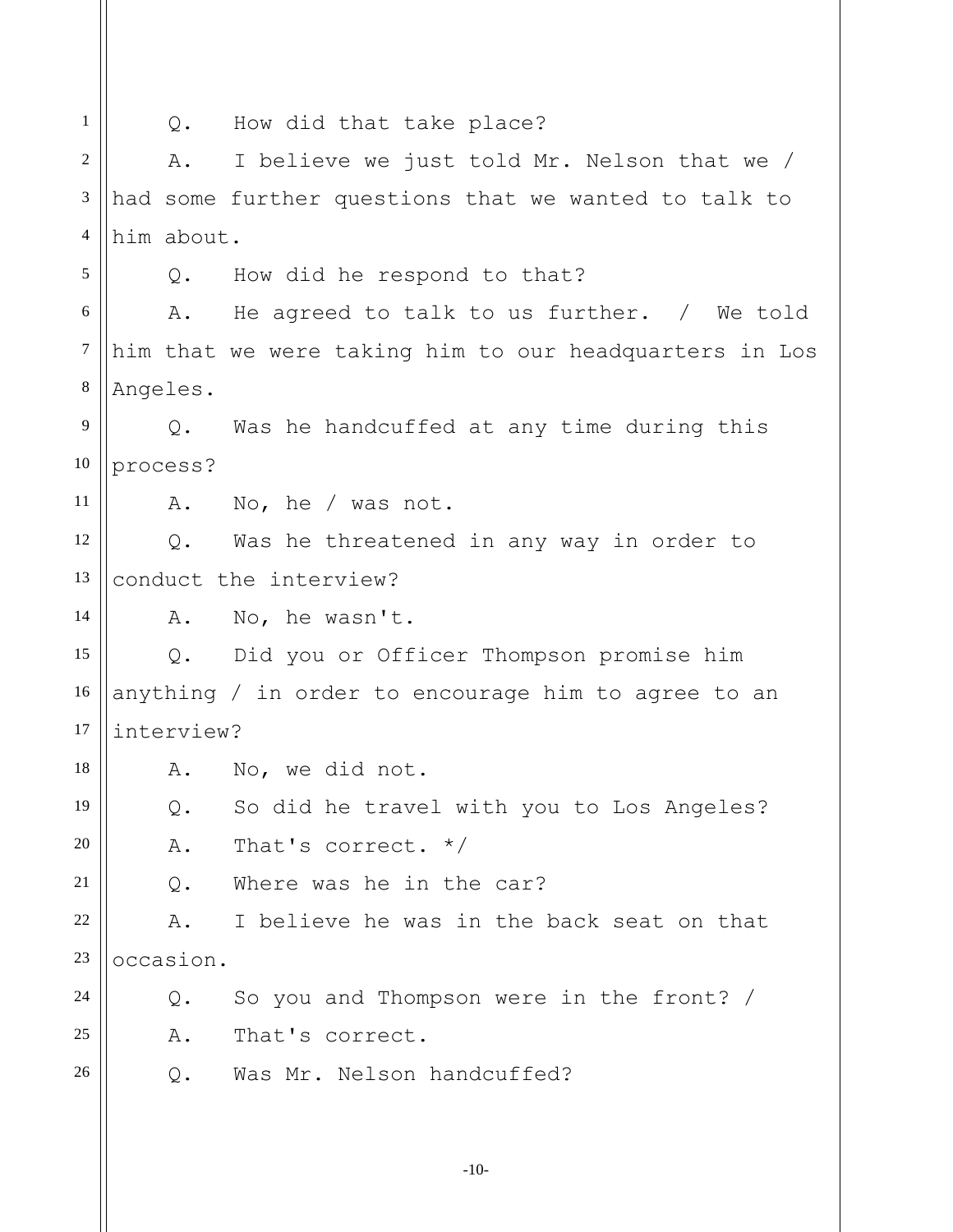Q. How did that take place?

A. I believe we just told Mr. Nelson that we / had some further questions that we wanted to talk to him about.

Q. How did he respond to that?

A. He agreed to talk to us further. / We told him that we were taking him to our headquarters in Los Angeles.

Q. Was he handcuffed at any time during this process?

A. No, he / was not.

Q. Was he threatened in any way in order to conduct the interview?

A. No, he wasn't.

Q. Did you or Officer Thompson promise him anything / in order to encourage him to agree to an interview?

A. No, we did not.

Q. So did he travel with you to Los Angeles?

A. That's correct. */

Q. Where was he in the car?

A. I believe he was in the back seat on that occasion.

Q. So you and Thompson were in the front? /

A. That's correct.

Q. Was Mr. Nelson handcuffed?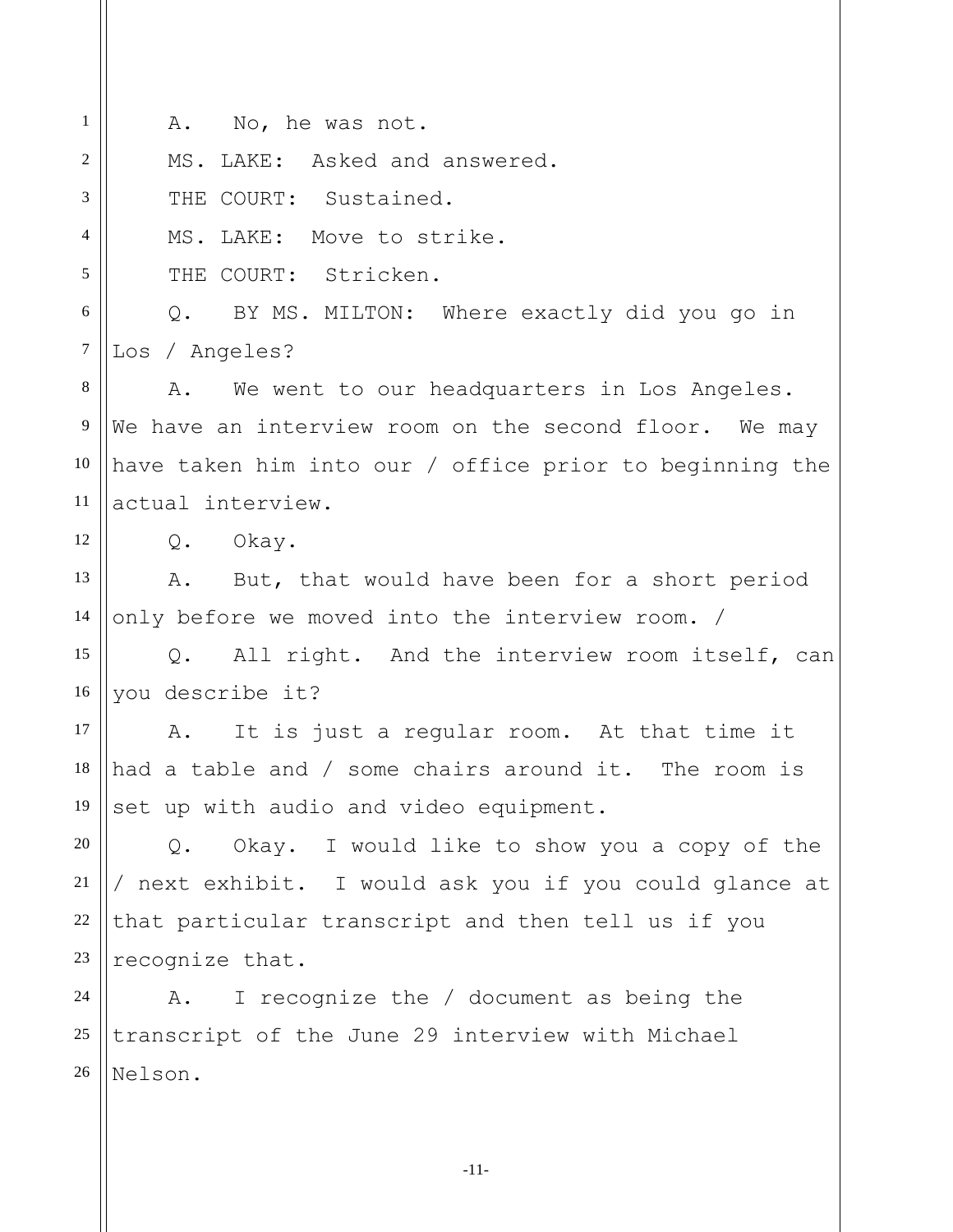A. No, he was not.

MS. LAKE: Asked and answered.

THE COURT: Sustained.

MS. LAKE: Move to strike.

THE COURT: Stricken.

Q. BY MS. MILTON: Where exactly did you go in Los / Angeles?

A. We went to our headquarters in Los Angeles. We have an interview room on the second floor. We may have taken him into our / office prior to beginning the actual interview.

Q. Okay.

A. But, that would have been for a short period only before we moved into the interview room. /

Q. All right. And the interview room itself, can you describe it?

A. It is just a regular room. At that time it had a table and / some chairs around it. The room is set up with audio and video equipment.

Q. Okay. I would like to show you a copy of the / next exhibit. I would ask you if you could glance at that particular transcript and then tell us if you recognize that.

A. I recognize the / document as being the transcript of the June 29 interview with Michael Nelson.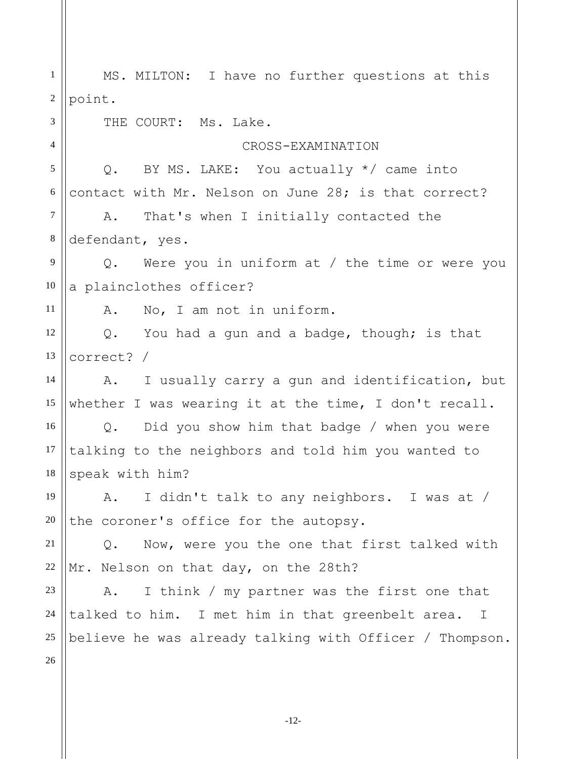MS. MILTON: I have no further questions at this point.

THE COURT: Ms. Lake.

CROSS-EXAMINATION

Q. BY MS. LAKE: You actually */ came into contact with Mr. Nelson on June 28; is that correct?

A. That's when I initially contacted the defendant, yes.

Q. Were you in uniform at / the time or were you a plainclothes officer?

A. No, I am not in uniform.

Q. You had a gun and a badge, though; is that correct? /

A. I usually carry a gun and identification, but whether I was wearing it at the time, I don't recall.

Q. Did you show him that badge / when you were talking to the neighbors and told him you wanted to speak with him?

A. I didn't talk to any neighbors. I was at / the coroner's office for the autopsy.

Q. Now, were you the one that first talked with Mr. Nelson on that day, on the 28th?

A. I think / my partner was the first one that talked to him. I met him in that greenbelt area. I believe he was already talking with Officer / Thompson.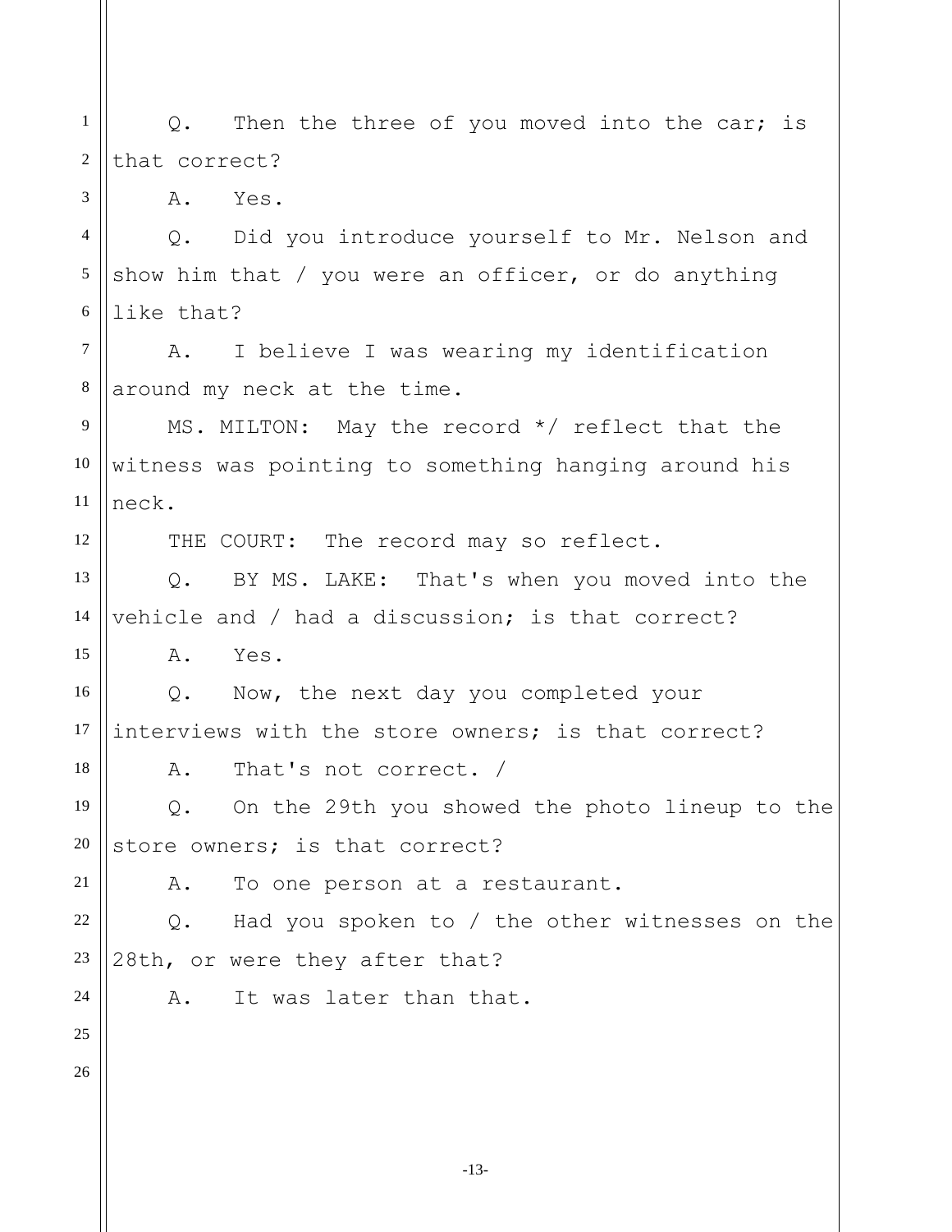Q. Then the three of you moved into the car; is that correct?

A. Yes.

Q. Did you introduce yourself to Mr. Nelson and show him that / you were an officer, or do anything like that?

A. I believe I was wearing my identification around my neck at the time.

MS. MILTON: May the record */ reflect that the witness was pointing to something hanging around his neck.

THE COURT: The record may so reflect.

Q. BY MS. LAKE: That's when you moved into the vehicle and / had a discussion; is that correct?

A. Yes.

Q. Now, the next day you completed your interviews with the store owners; is that correct?

A. That's not correct. /

Q. On the 29th you showed the photo lineup to the store owners; is that correct?

A. To one person at a restaurant.

Q. Had you spoken to / the other witnesses on the 28th, or were they after that?

A. It was later than that.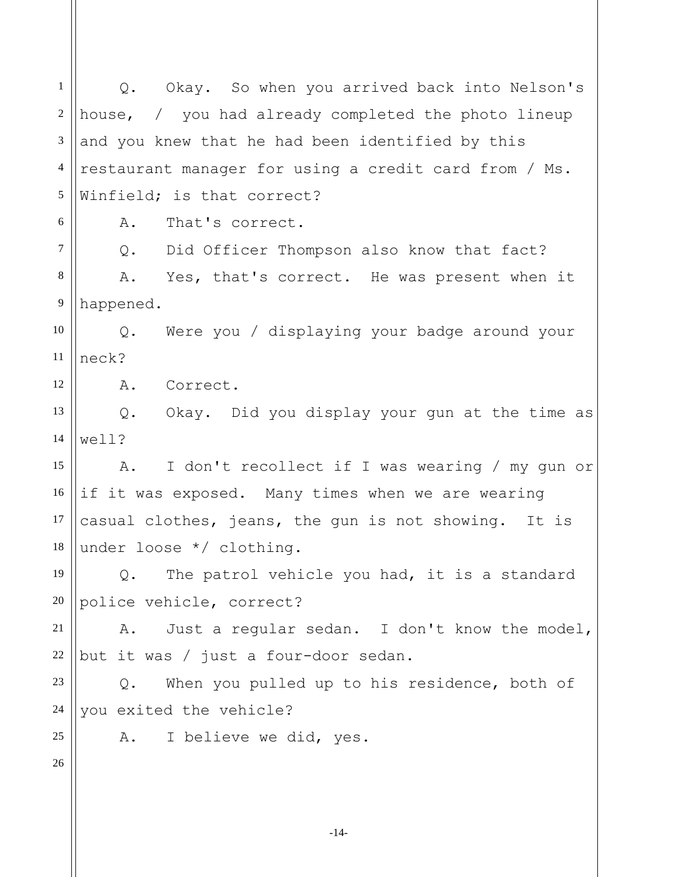Q. Okay. So when you arrived back into Nelson's house, / you had already completed the photo lineup and you knew that he had been identified by this restaurant manager for using a credit card from / Ms. Winfield; is that correct?

A. That's correct.

Q. Did Officer Thompson also know that fact?

A. Yes, that's correct. He was present when it happened.

Q. Were you / displaying your badge around your neck?

A. Correct.

Q. Okay. Did you display your gun at the time as well?

A. I don't recollect if I was wearing / my gun or if it was exposed. Many times when we are wearing casual clothes, jeans, the gun is not showing. It is under loose */ clothing.

Q. The patrol vehicle you had, it is a standard police vehicle, correct?

A. Just a regular sedan. I don't know the model, but it was / just a four-door sedan.

Q. When you pulled up to his residence, both of you exited the vehicle?

A. I believe we did, yes.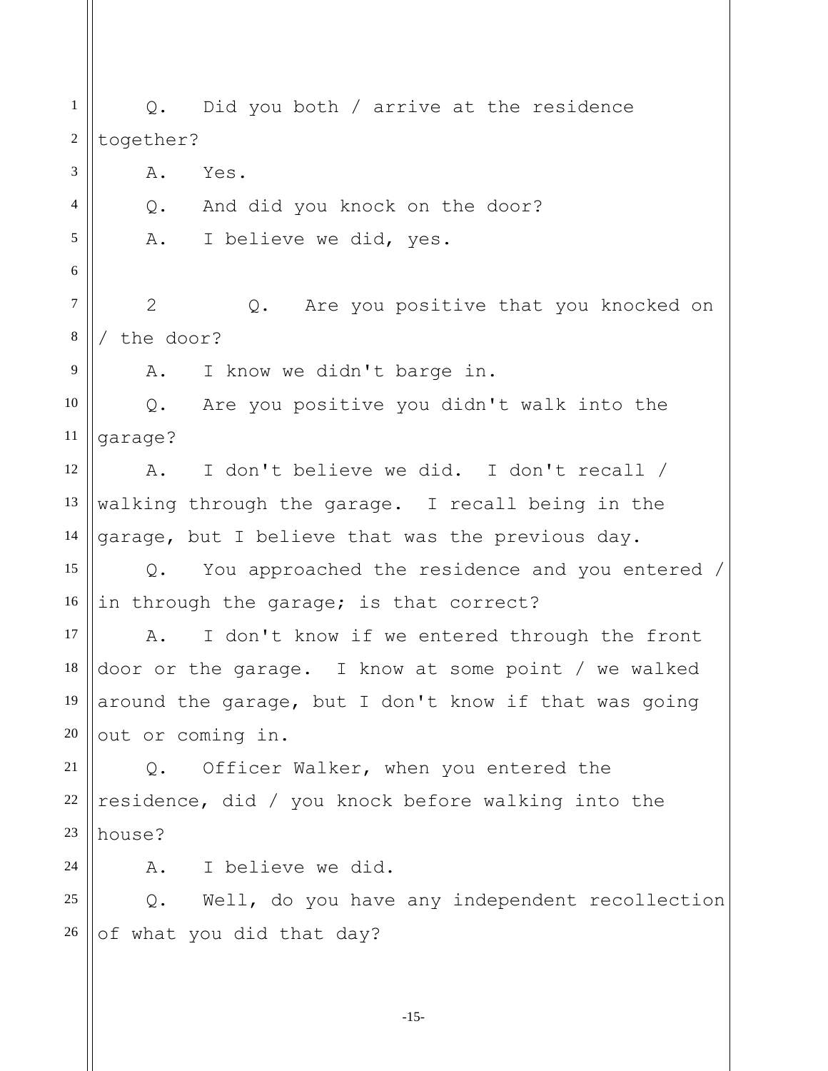Q. Did you both / arrive at the residence together?

A. Yes.

Q. And did you knock on the door?

A. I believe we did, yes.

2 Q. Are you positive that you knocked on / the door?

A. I know we didn't barge in.

Q. Are you positive you didn't walk into the garage?

A. I don't believe we did. I don't recall / walking through the garage. I recall being in the garage, but I believe that was the previous day.

Q. You approached the residence and you entered / in through the garage; is that correct?

A. I don't know if we entered through the front door or the garage. I know at some point / we walked around the garage, but I don't know if that was going out or coming in.

Q. Officer Walker, when you entered the residence, did / you knock before walking into the house?

A. I believe we did.

Q. Well, do you have any independent recollection of what you did that day?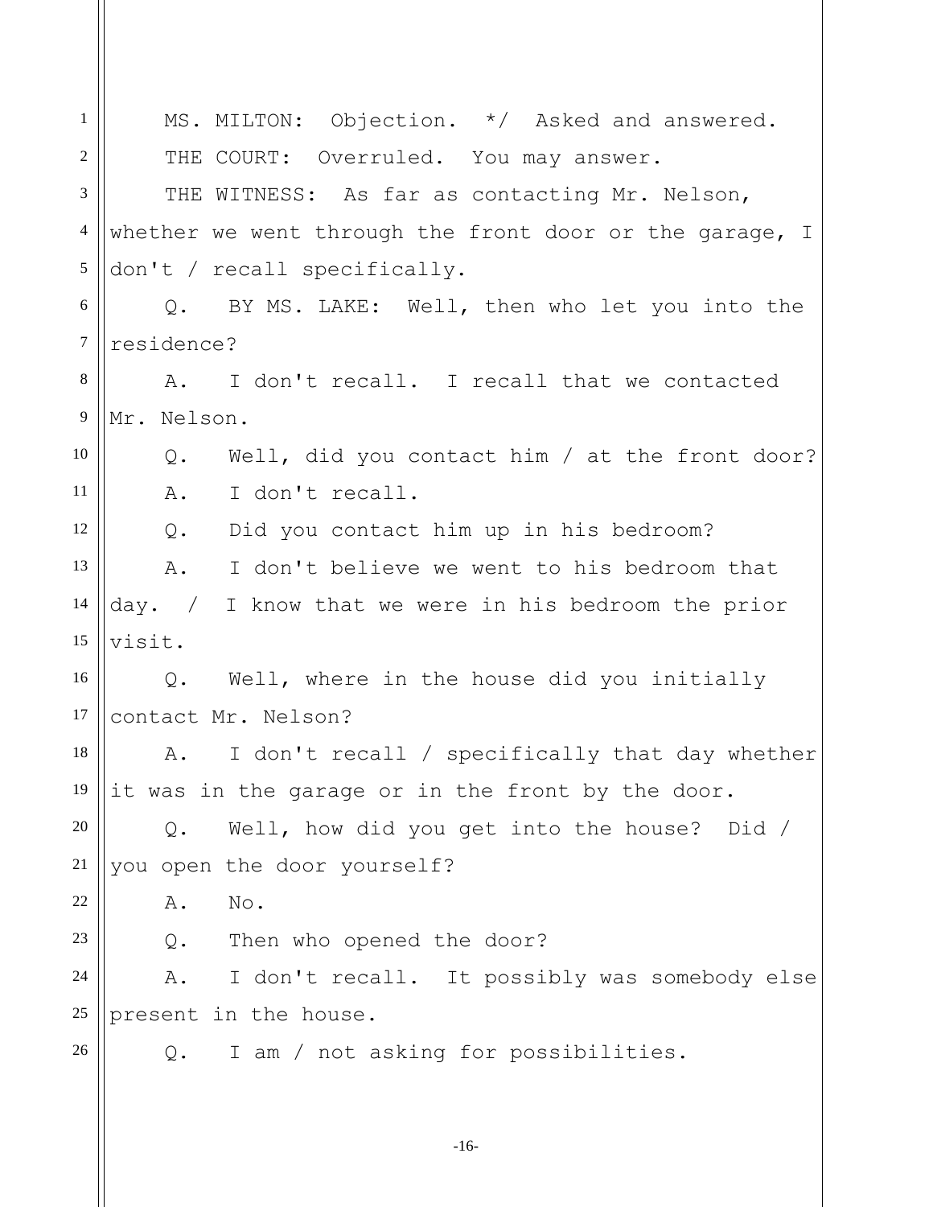MS. MILTON: Objection. */ Asked and answered.

THE COURT: Overruled. You may answer.

THE WITNESS: As far as contacting Mr. Nelson, whether we went through the front door or the garage, I don't / recall specifically.

Q. BY MS. LAKE: Well, then who let you into the residence?

A. I don't recall. I recall that we contacted Mr. Nelson.

Q. Well, did you contact him / at the front door?

A. I don't recall.

Q. Did you contact him up in his bedroom?

A. I don't believe we went to his bedroom that day. / I know that we were in his bedroom the prior visit.

Q. Well, where in the house did you initially contact Mr. Nelson?

A. I don't recall / specifically that day whether it was in the garage or in the front by the door.

Q. Well, how did you get into the house? Did / you open the door yourself?

A. No.

Q. Then who opened the door?

A. I don't recall. It possibly was somebody else present in the house.

Q. I am / not asking for possibilities.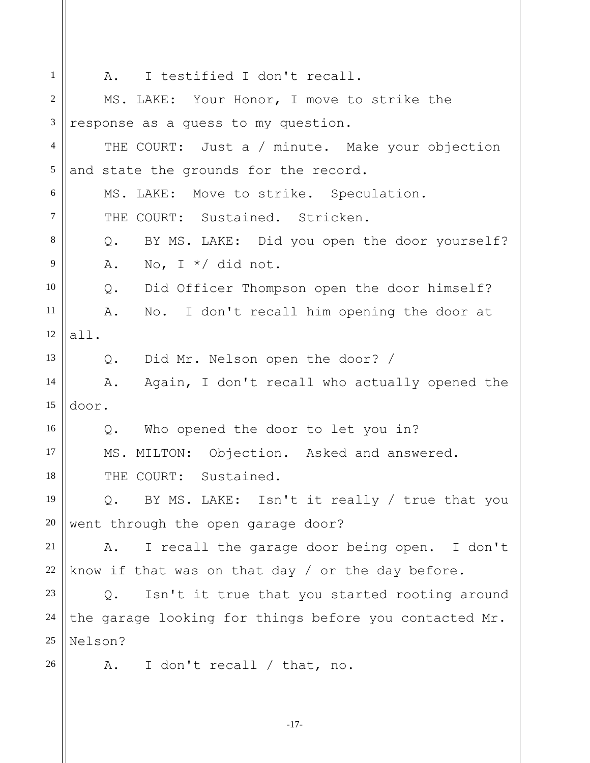A. I testified I don't recall.

MS. LAKE: Your Honor, I move to strike the response as a guess to my question.

THE COURT: Just a / minute. Make your objection and state the grounds for the record.

MS. LAKE: Move to strike. Speculation.

THE COURT: Sustained. Stricken.

Q. BY MS. LAKE: Did you open the door yourself?

A. No, I */ did not.

Q. Did Officer Thompson open the door himself?

A. No. I don't recall him opening the door at all.

Q. Did Mr. Nelson open the door? /

A. Again, I don't recall who actually opened the door.

Q. Who opened the door to let you in?

MS. MILTON: Objection. Asked and answered.

THE COURT: Sustained.

Q. BY MS. LAKE: Isn't it really / true that you went through the open garage door?

A. I recall the garage door being open. I don't know if that was on that day / or the day before.

Q. Isn't it true that you started rooting around the garage looking for things before you contacted Mr. Nelson?

A. I don't recall / that, no.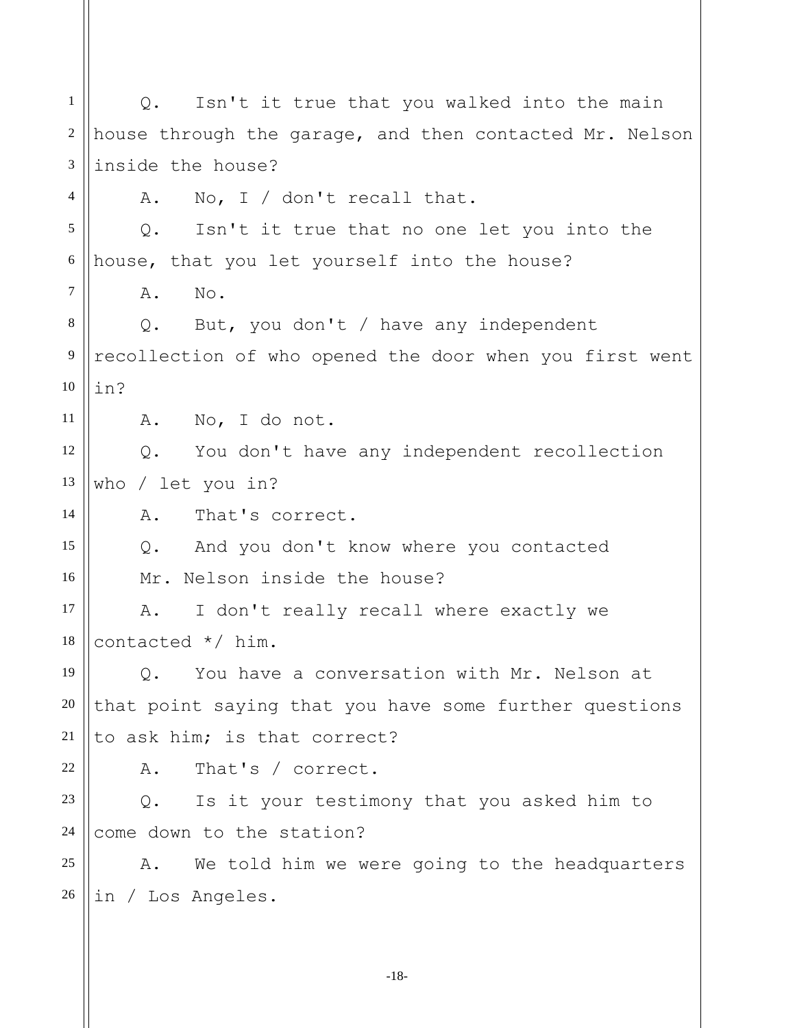Q. Isn't it true that you walked into the main house through the garage, and then contacted Mr. Nelson inside the house?

A. No, I / don't recall that.

Q. Isn't it true that no one let you into the house, that you let yourself into the house?

A. No.

Q. But, you don't / have any independent recollection of who opened the door when you first went in?

A. No, I do not.

Q. You don't have any independent recollection who / let you in?

A. That's correct.

Q. And you don't know where you contacted Mr. Nelson inside the house?

A. I don't really recall where exactly we contacted */ him.

Q. You have a conversation with Mr. Nelson at that point saying that you have some further questions to ask him; is that correct?

A. That's / correct.

Q. Is it your testimony that you asked him to come down to the station?

A. We told him we were going to the headquarters in / Los Angeles.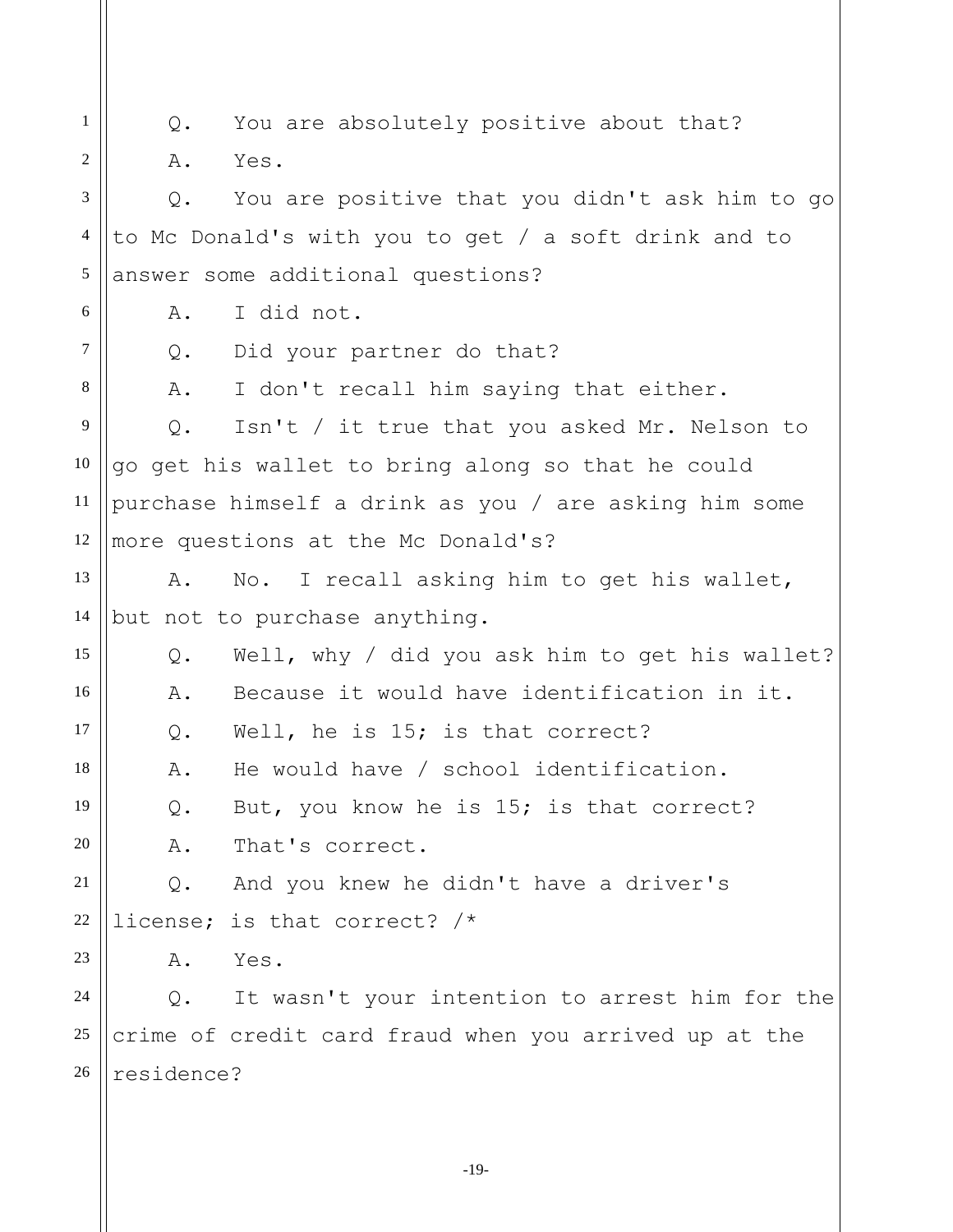Q. You are absolutely positive about that?

A. Yes.

Q. You are positive that you didn't ask him to go to Mc Donald's with you to get / a soft drink and to answer some additional questions?

A. I did not.

Q. Did your partner do that?

A. I don't recall him saying that either.

Q. Isn't / it true that you asked Mr. Nelson to go get his wallet to bring along so that he could purchase himself a drink as you / are asking him some more questions at the Mc Donald's?

A. No. I recall asking him to get his wallet, but not to purchase anything.

Q. Well, why / did you ask him to get his wallet?

A. Because it would have identification in it.

Q. Well, he is 15; is that correct?

A. He would have / school identification.

Q. But, you know he is 15; is that correct?

A. That's correct.

Q. And you knew he didn't have a driver's license; is that correct? /*

A. Yes.

Q. It wasn't your intention to arrest him for the crime of credit card fraud when you arrived up at the residence?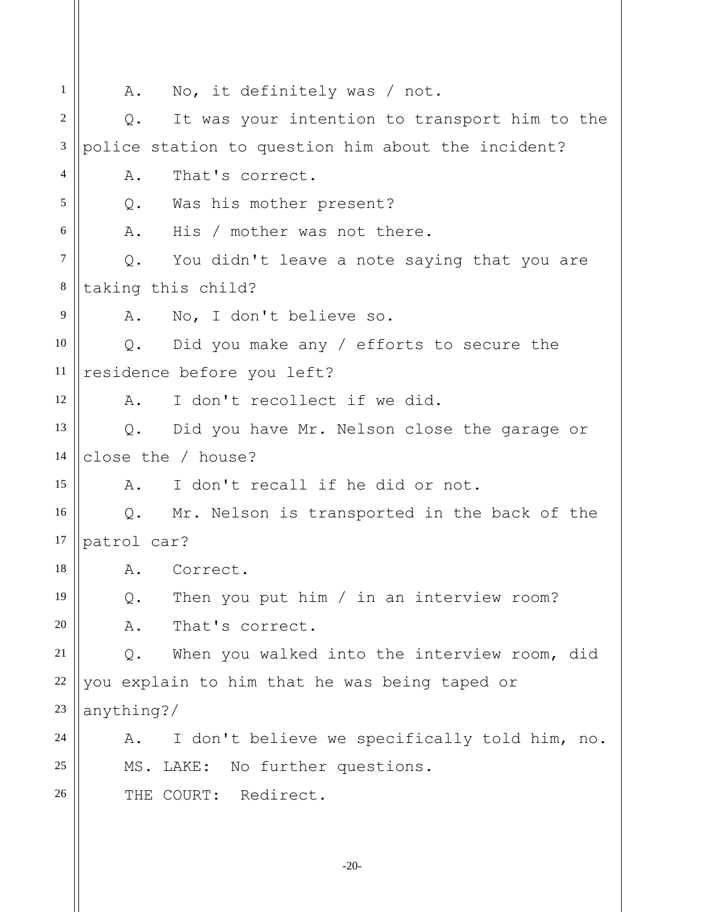A. No, it definitely was / not.

Q. It was your intention to transport him to the police station to question him about the incident?

A. That's correct.

Q. Was his mother present?

A. His / mother was not there.

Q. You didn't leave a note saying that you are taking this child?

A. No, I don't believe so.

Q. Did you make any / efforts to secure the residence before you left?

A. I don't recollect if we did.

Q. Did you have Mr. Nelson close the garage or close the / house?

A. I don't recall if he did or not.

Q. Mr. Nelson is transported in the back of the patrol car?

A. Correct.

Q. Then you put him / in an interview room?

A. That's correct.

Q. When you walked into the interview room, did you explain to him that he was being taped or anything?/

A. I don't believe we specifically told him, no.

MS. LAKE: No further questions.

THE COURT: Redirect.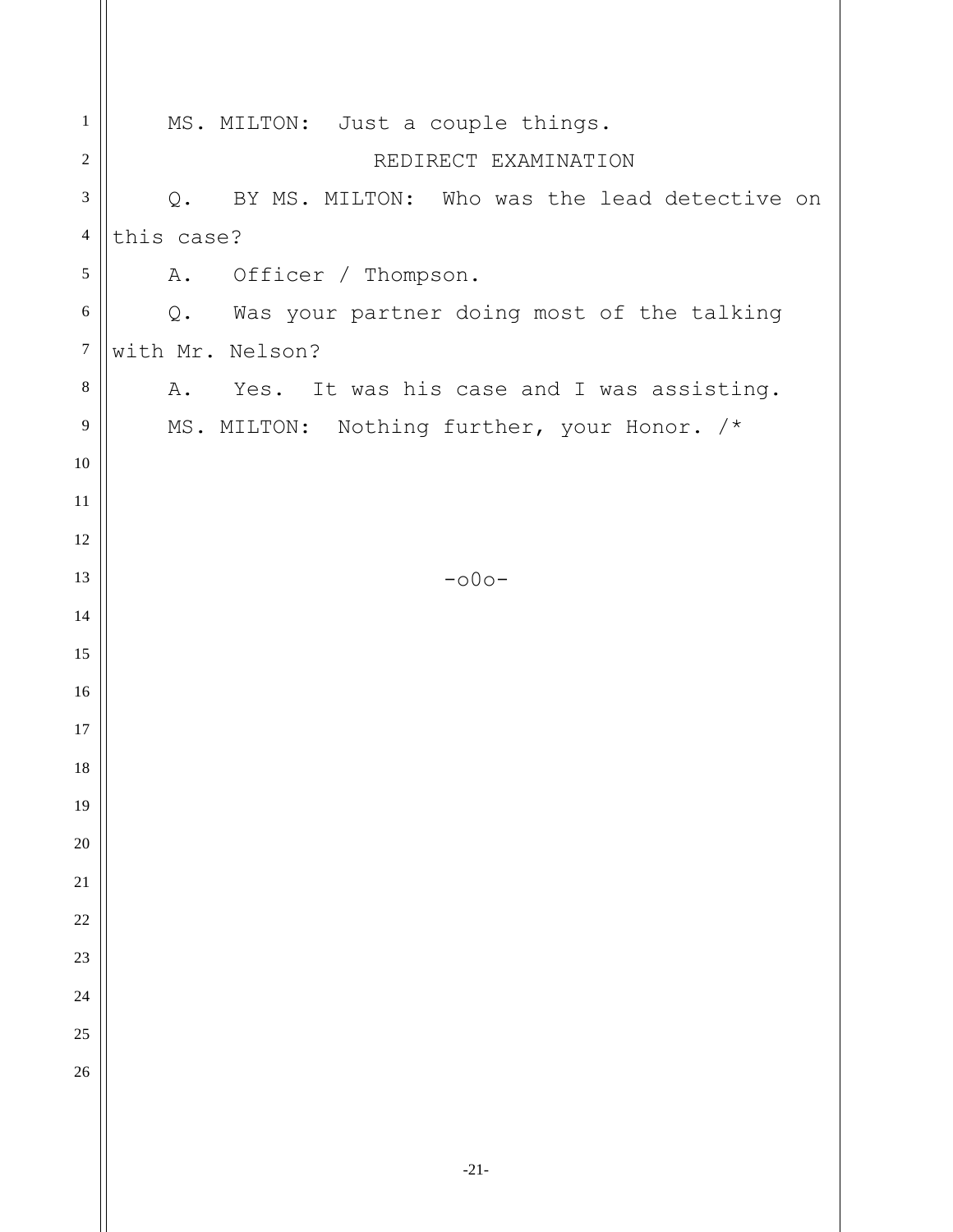MS. MILTON: Just a couple things.

REDIRECT EXAMINATION

Q. BY MS. MILTON: Who was the lead detective on this case?

A. Officer / Thompson.

Q. Was your partner doing most of the talking with Mr. Nelson?

A. Yes. It was his case and I was assisting.

MS. MILTON: Nothing further, your Honor. /*

-o0o-